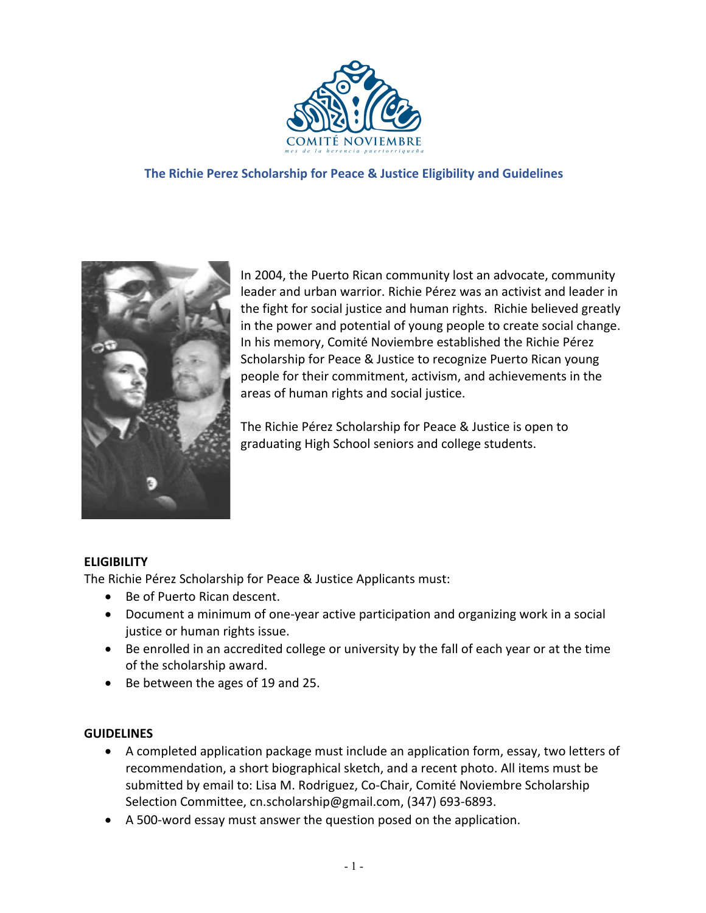COMITÉ NOVIEMBRE

*mes de la herencia puertorriqueña*

## The Richie Perez Scholarship for Peace & Justice Eligibility and Guidelines

In 2004, the Puerto Rican community lost an advocate, community leader and urban warrior. Richie Pérez was an activist and leader in the fight for social justice and human rights. Richie believed greatly in the power and potential of young people to create social change. In his memory, Comité Noviembre established the Richie Pérez Scholarship for Peace & Justice to recognize Puerto Rican young people for their commitment, activism, and achievements in the areas of human rights and social justice.

The Richie Pérez Scholarship for Peace & Justice is open to graduating High School seniors and college students.

### ELIGIBILITY

The Richie Pérez Scholarship for Peace & Justice Applicants must:

- Be of Puerto Rican descent.
- Document a minimum of one-year active participation and organizing work in a social justice or human rights issue.
- Be enrolled in an accredited college or university by the fall of each year or at the time of the scholarship award.
- Be between the ages of 19 and 25.

### GUIDELINES

- A completed application package must include an application form, essay, two letters of recommendation, a short biographical sketch, and a recent photo. All items must be submitted by email to: Lisa M. Rodriguez, Co-Chair, Comité Noviembre Scholarship Selection Committee, cn.scholarship@gmail.com, (347) 693-6893.
- A 500-word essay must answer the question posed on the application.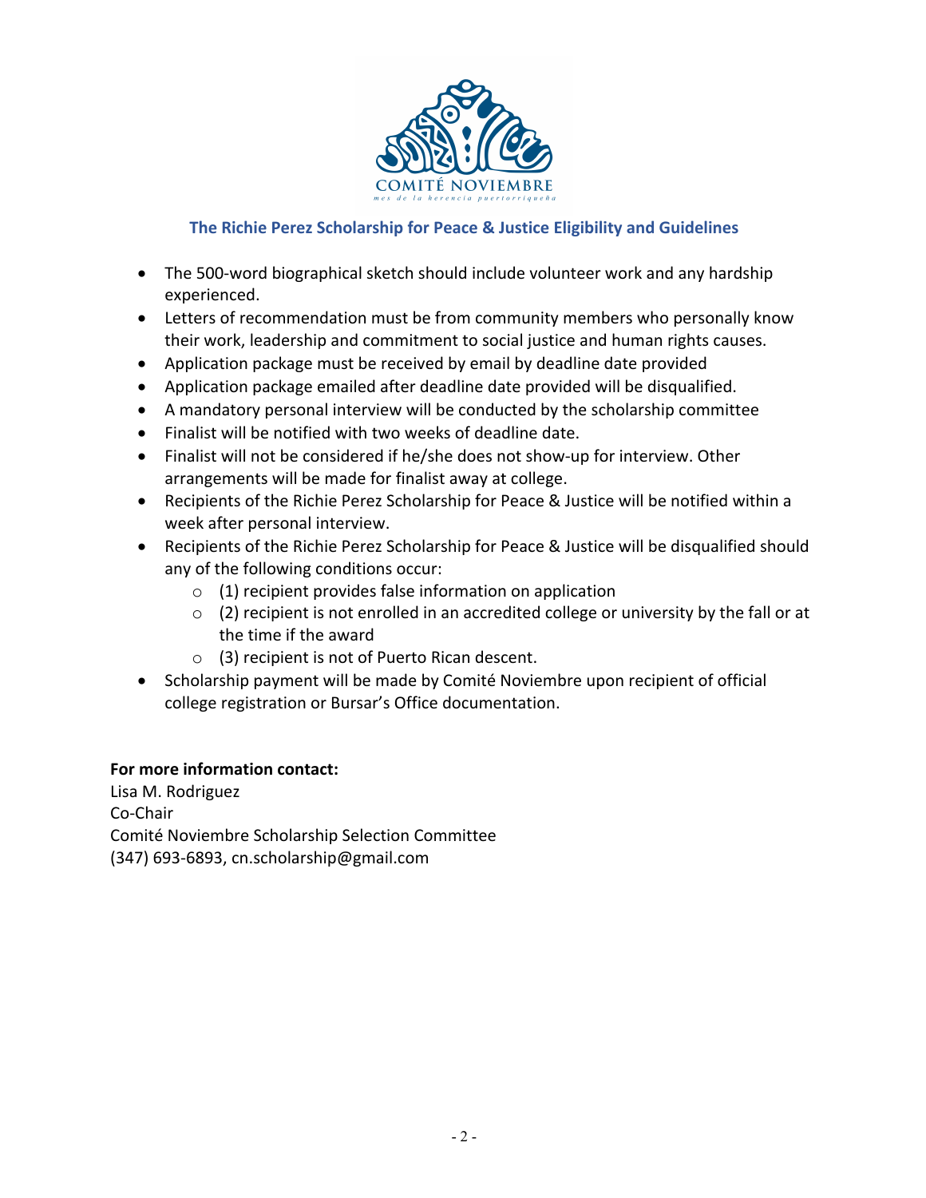COMITÉ NOVIEMBRE

*mes de la herencia puertorriqueña*

## The Richie Perez Scholarship for Peace & Justice Eligibility and Guidelines

- The 500-word biographical sketch should include volunteer work and any hardship experienced.
- Letters of recommendation must be from community members who personally know their work, leadership and commitment to social justice and human rights causes.
- Application package must be received by email by deadline date provided
- Application package emailed after deadline date provided will be disqualified.
- A mandatory personal interview will be conducted by the scholarship committee
- Finalist will be notified with two weeks of deadline date.
- Finalist will not be considered if he/she does not show-up for interview. Other arrangements will be made for finalist away at college.
- Recipients of the Richie Perez Scholarship for Peace & Justice will be notified within a week after personal interview.
- Recipients of the Richie Perez Scholarship for Peace & Justice will be disqualified should any of the following conditions occur:
  - (1) recipient provides false information on application
  - (2) recipient is not enrolled in an accredited college or university by the fall or at the time if the award
  - (3) recipient is not of Puerto Rican descent.
- Scholarship payment will be made by Comité Noviembre upon recipient of official college registration or Bursar's Office documentation.

**For more information contact:**
Lisa M. Rodriguez
Co-Chair
Comité Noviembre Scholarship Selection Committee
(347) 693-6893, cn.scholarship@gmail.com